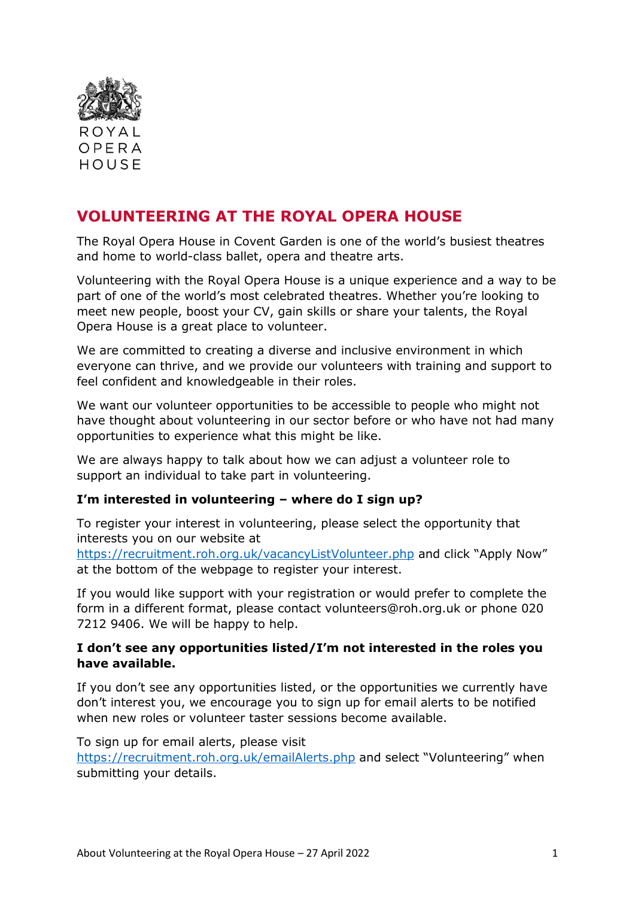ROYAL OPERA HOUSE

# VOLUNTEERING AT THE ROYAL OPERA HOUSE

The Royal Opera House in Covent Garden is one of the world's busiest theatres and home to world-class ballet, opera and theatre arts.

Volunteering with the Royal Opera House is a unique experience and a way to be part of one of the world's most celebrated theatres. Whether you're looking to meet new people, boost your CV, gain skills or share your talents, the Royal Opera House is a great place to volunteer.

We are committed to creating a diverse and inclusive environment in which everyone can thrive, and we provide our volunteers with training and support to feel confident and knowledgeable in their roles.

We want our volunteer opportunities to be accessible to people who might not have thought about volunteering in our sector before or who have not had many opportunities to experience what this might be like.

We are always happy to talk about how we can adjust a volunteer role to support an individual to take part in volunteering.

### I'm interested in volunteering – where do I sign up?

To register your interest in volunteering, please select the opportunity that interests you on our website at [https://recruitment.roh.org.uk/vacancyListVolunteer.php](https://recruitment.roh.org.uk/vacancyListVolunteer.php) and click "Apply Now" at the bottom of the webpage to register your interest.

If you would like support with your registration or would prefer to complete the form in a different format, please contact volunteers@roh.org.uk or phone 020 7212 9406. We will be happy to help.

### I don't see any opportunities listed/I'm not interested in the roles you have available.

If you don't see any opportunities listed, or the opportunities we currently have don't interest you, we encourage you to sign up for email alerts to be notified when new roles or volunteer taster sessions become available.

To sign up for email alerts, please visit [https://recruitment.roh.org.uk/emailAlerts.php](https://recruitment.roh.org.uk/emailAlerts.php) and select "Volunteering" when submitting your details.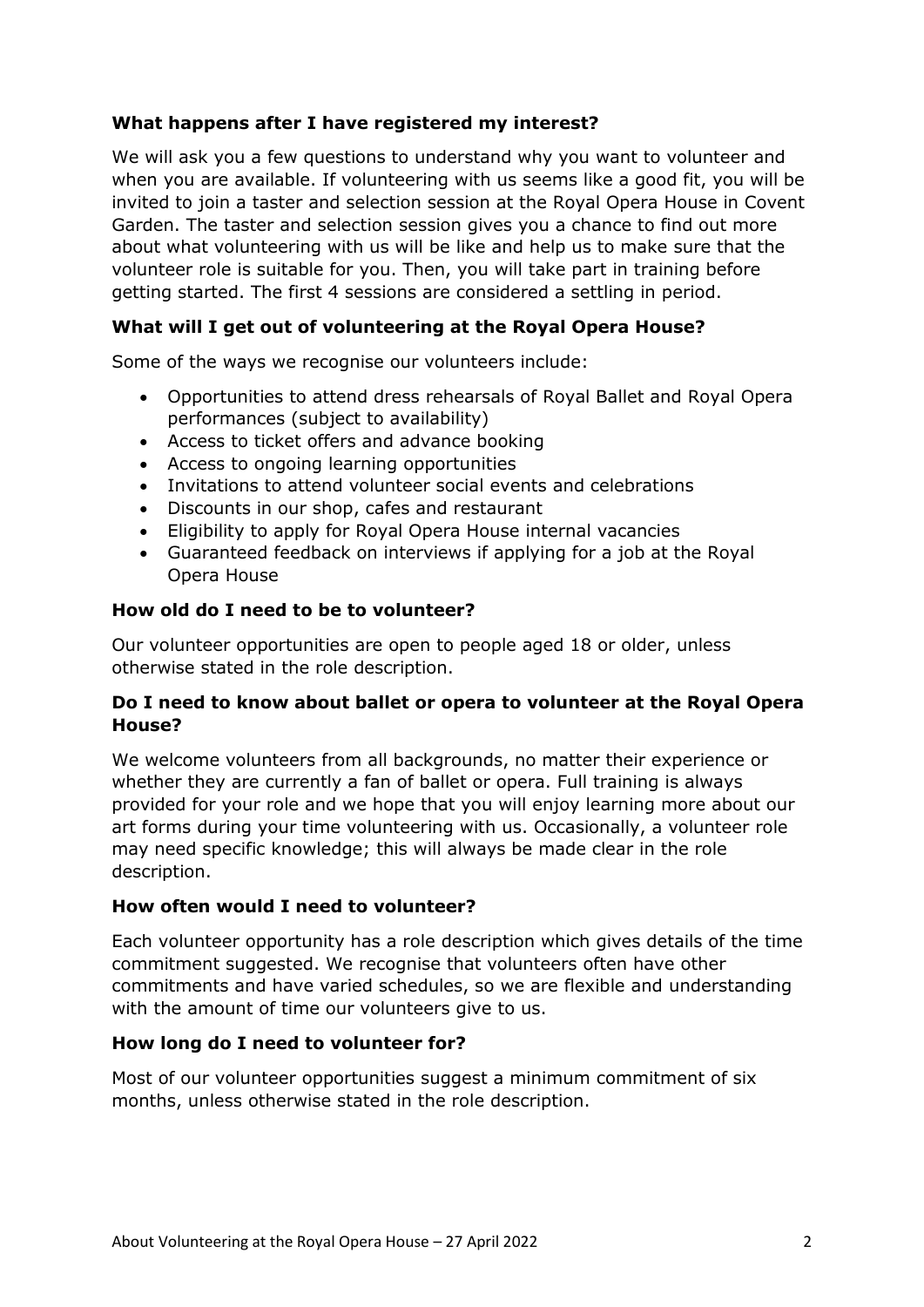**What happens after I have registered my interest?**

We will ask you a few questions to understand why you want to volunteer and when you are available. If volunteering with us seems like a good fit, you will be invited to join a taster and selection session at the Royal Opera House in Covent Garden. The taster and selection session gives you a chance to find out more about what volunteering with us will be like and help us to make sure that the volunteer role is suitable for you. Then, you will take part in training before getting started. The first 4 sessions are considered a settling in period.

**What will I get out of volunteering at the Royal Opera House?**

Some of the ways we recognise our volunteers include:

- Opportunities to attend dress rehearsals of Royal Ballet and Royal Opera performances (subject to availability)
- Access to ticket offers and advance booking
- Access to ongoing learning opportunities
- Invitations to attend volunteer social events and celebrations
- Discounts in our shop, cafes and restaurant
- Eligibility to apply for Royal Opera House internal vacancies
- Guaranteed feedback on interviews if applying for a job at the Royal Opera House

**How old do I need to be to volunteer?**

Our volunteer opportunities are open to people aged 18 or older, unless otherwise stated in the role description.

**Do I need to know about ballet or opera to volunteer at the Royal Opera House?**

We welcome volunteers from all backgrounds, no matter their experience or whether they are currently a fan of ballet or opera. Full training is always provided for your role and we hope that you will enjoy learning more about our art forms during your time volunteering with us. Occasionally, a volunteer role may need specific knowledge; this will always be made clear in the role description.

**How often would I need to volunteer?**

Each volunteer opportunity has a role description which gives details of the time commitment suggested. We recognise that volunteers often have other commitments and have varied schedules, so we are flexible and understanding with the amount of time our volunteers give to us.

**How long do I need to volunteer for?**

Most of our volunteer opportunities suggest a minimum commitment of six months, unless otherwise stated in the role description.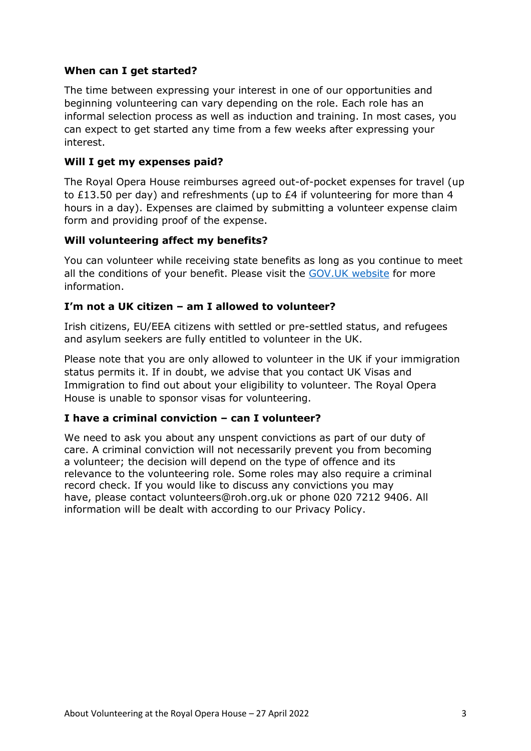### When can I get started?

The time between expressing your interest in one of our opportunities and beginning volunteering can vary depending on the role. Each role has an informal selection process as well as induction and training. In most cases, you can expect to get started any time from a few weeks after expressing your interest.

### Will I get my expenses paid?

The Royal Opera House reimburses agreed out-of-pocket expenses for travel (up to £13.50 per day) and refreshments (up to £4 if volunteering for more than 4 hours in a day). Expenses are claimed by submitting a volunteer expense claim form and providing proof of the expense.

### Will volunteering affect my benefits?

You can volunteer while receiving state benefits as long as you continue to meet all the conditions of your benefit. Please visit the GOV.UK website for more information.

### I'm not a UK citizen – am I allowed to volunteer?

Irish citizens, EU/EEA citizens with settled or pre-settled status, and refugees and asylum seekers are fully entitled to volunteer in the UK.

Please note that you are only allowed to volunteer in the UK if your immigration status permits it. If in doubt, we advise that you contact UK Visas and Immigration to find out about your eligibility to volunteer. The Royal Opera House is unable to sponsor visas for volunteering.

### I have a criminal conviction – can I volunteer?

We need to ask you about any unspent convictions as part of our duty of care. A criminal conviction will not necessarily prevent you from becoming a volunteer; the decision will depend on the type of offence and its relevance to the volunteering role. Some roles may also require a criminal record check. If you would like to discuss any convictions you may have, please contact volunteers@roh.org.uk or phone 020 7212 9406. All information will be dealt with according to our Privacy Policy.